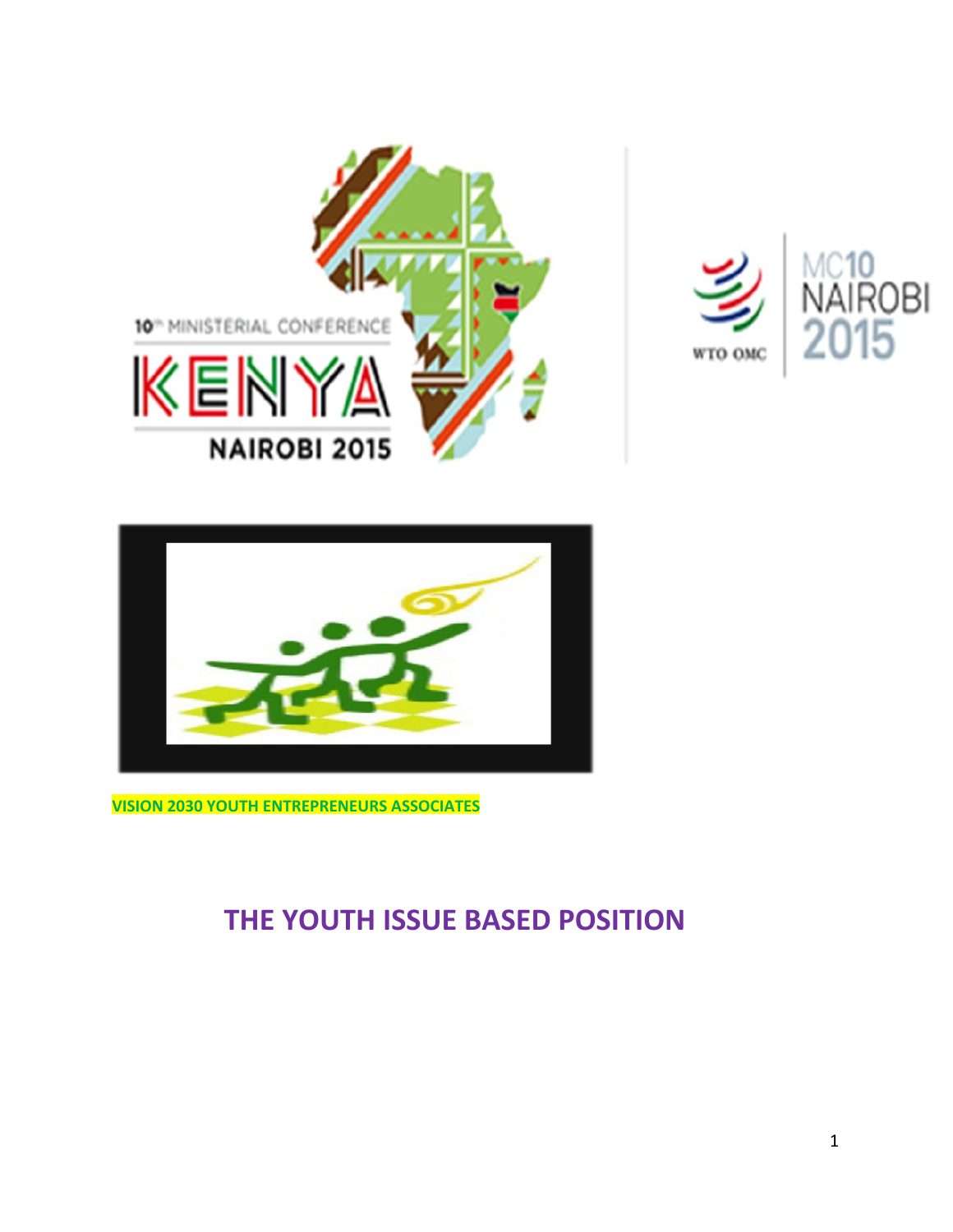10th MINISTERIAL CONFERENCE

KENYA

NAIROBI 2015

WTO OMC

MC10 NAIROBI 2015

VISION 2030 YOUTH ENTREPRENEURS ASSOCIATES

# THE YOUTH ISSUE BASED POSITION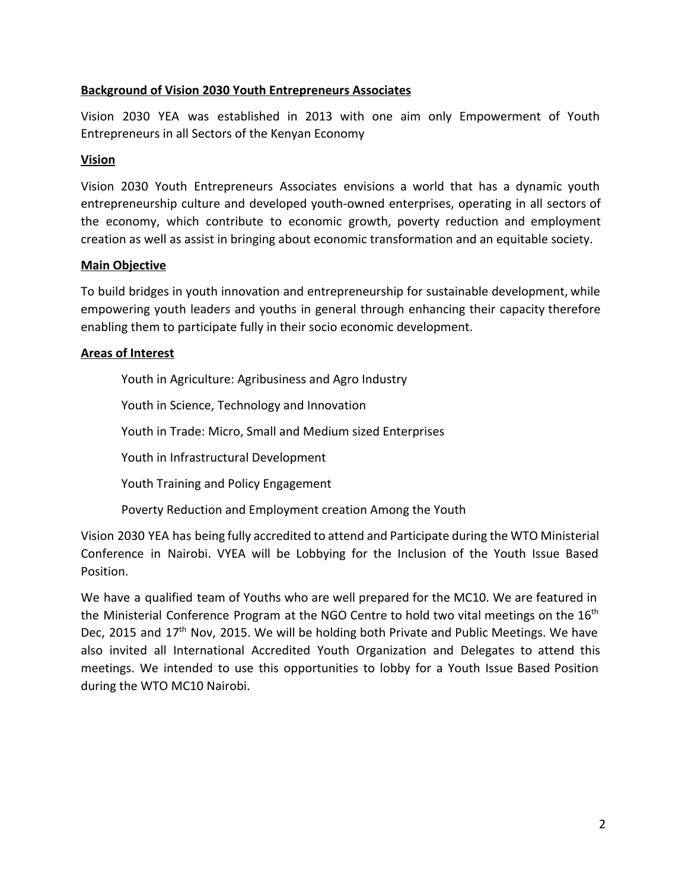**Background of Vision 2030 Youth Entrepreneurs Associates**

Vision 2030 YEA was established in 2013 with one aim only Empowerment of Youth Entrepreneurs in all Sectors of the Kenyan Economy

**Vision**

Vision 2030 Youth Entrepreneurs Associates envisions a world that has a dynamic youth entrepreneurship culture and developed youth-owned enterprises, operating in all sectors of the economy, which contribute to economic growth, poverty reduction and employment creation as well as assist in bringing about economic transformation and an equitable society.

**Main Objective**

To build bridges in youth innovation and entrepreneurship for sustainable development, while empowering youth leaders and youths in general through enhancing their capacity therefore enabling them to participate fully in their socio economic development.

**Areas of Interest**

- Youth in Agriculture: Agribusiness and Agro Industry
- Youth in Science, Technology and Innovation
- Youth in Trade: Micro, Small and Medium sized Enterprises
- Youth in Infrastructural Development
- Youth Training and Policy Engagement
- Poverty Reduction and Employment creation Among the Youth

Vision 2030 YEA has being fully accredited to attend and Participate during the WTO Ministerial Conference in Nairobi. VYEA will be Lobbying for the Inclusion of the Youth Issue Based Position.

We have a qualified team of Youths who are well prepared for the MC10. We are featured in the Ministerial Conference Program at the NGO Centre to hold two vital meetings on the 16th Dec, 2015 and 17th Nov, 2015. We will be holding both Private and Public Meetings. We have also invited all International Accredited Youth Organization and Delegates to attend this meetings. We intended to use this opportunities to lobby for a Youth Issue Based Position during the WTO MC10 Nairobi.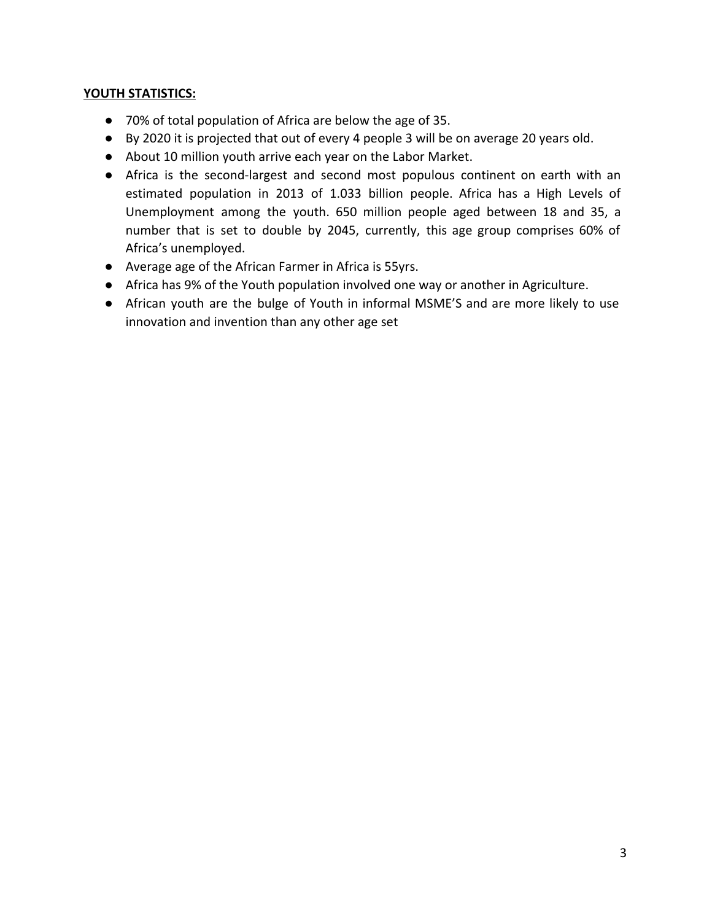**YOUTH STATISTICS:**

- 70% of total population of Africa are below the age of 35.
- By 2020 it is projected that out of every 4 people 3 will be on average 20 years old.
- About 10 million youth arrive each year on the Labor Market.
- Africa is the second-largest and second most populous continent on earth with an estimated population in 2013 of 1.033 billion people. Africa has a High Levels of Unemployment among the youth. 650 million people aged between 18 and 35, a number that is set to double by 2045, currently, this age group comprises 60% of Africa's unemployed.
- Average age of the African Farmer in Africa is 55yrs.
- Africa has 9% of the Youth population involved one way or another in Agriculture.
- African youth are the bulge of Youth in informal MSME'S and are more likely to use innovation and invention than any other age set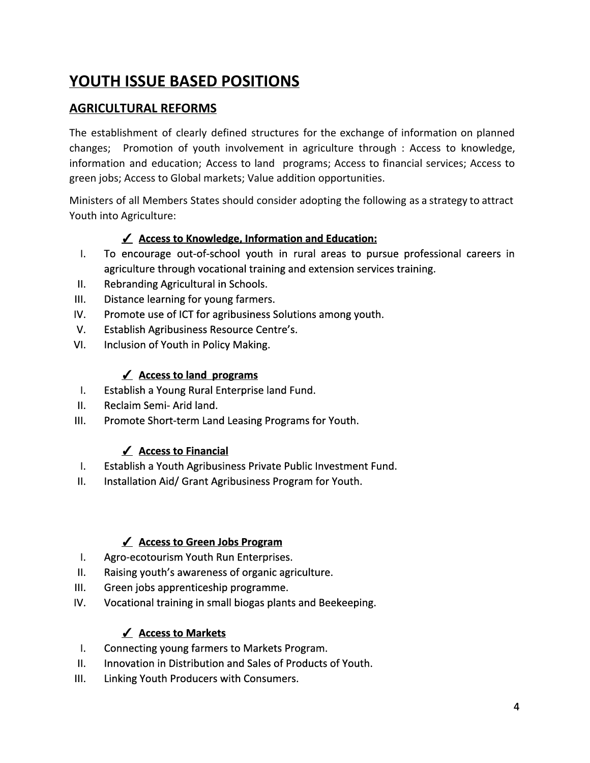# YOUTH ISSUE BASED POSITIONS

## AGRICULTURAL REFORMS

The establishment of clearly defined structures for the exchange of information on planned changes; Promotion of youth involvement in agriculture through : Access to knowledge, information and education; Access to land programs; Access to financial services; Access to green jobs; Access to Global markets; Value addition opportunities.

Ministers of all Members States should consider adopting the following as a strategy to attract Youth into Agriculture:

✓ **Access to Knowledge, Information and Education:**

I. To encourage out-of-school youth in rural areas to pursue professional careers in agriculture through vocational training and extension services training.
II. Rebranding Agricultural in Schools.
III. Distance learning for young farmers.
IV. Promote use of ICT for agribusiness Solutions among youth.
V. Establish Agribusiness Resource Centre's.
VI. Inclusion of Youth in Policy Making.

✓ **Access to land programs**

I. Establish a Young Rural Enterprise land Fund.
II. Reclaim Semi- Arid land.
III. Promote Short-term Land Leasing Programs for Youth.

✓ **Access to Financial**

I. Establish a Youth Agribusiness Private Public Investment Fund.
II. Installation Aid/ Grant Agribusiness Program for Youth.

✓ **Access to Green Jobs Program**

I. Agro-ecotourism Youth Run Enterprises.
II. Raising youth's awareness of organic agriculture.
III. Green jobs apprenticeship programme.
IV. Vocational training in small biogas plants and Beekeeping.

✓ **Access to Markets**

I. Connecting young farmers to Markets Program.
II. Innovation in Distribution and Sales of Products of Youth.
III. Linking Youth Producers with Consumers.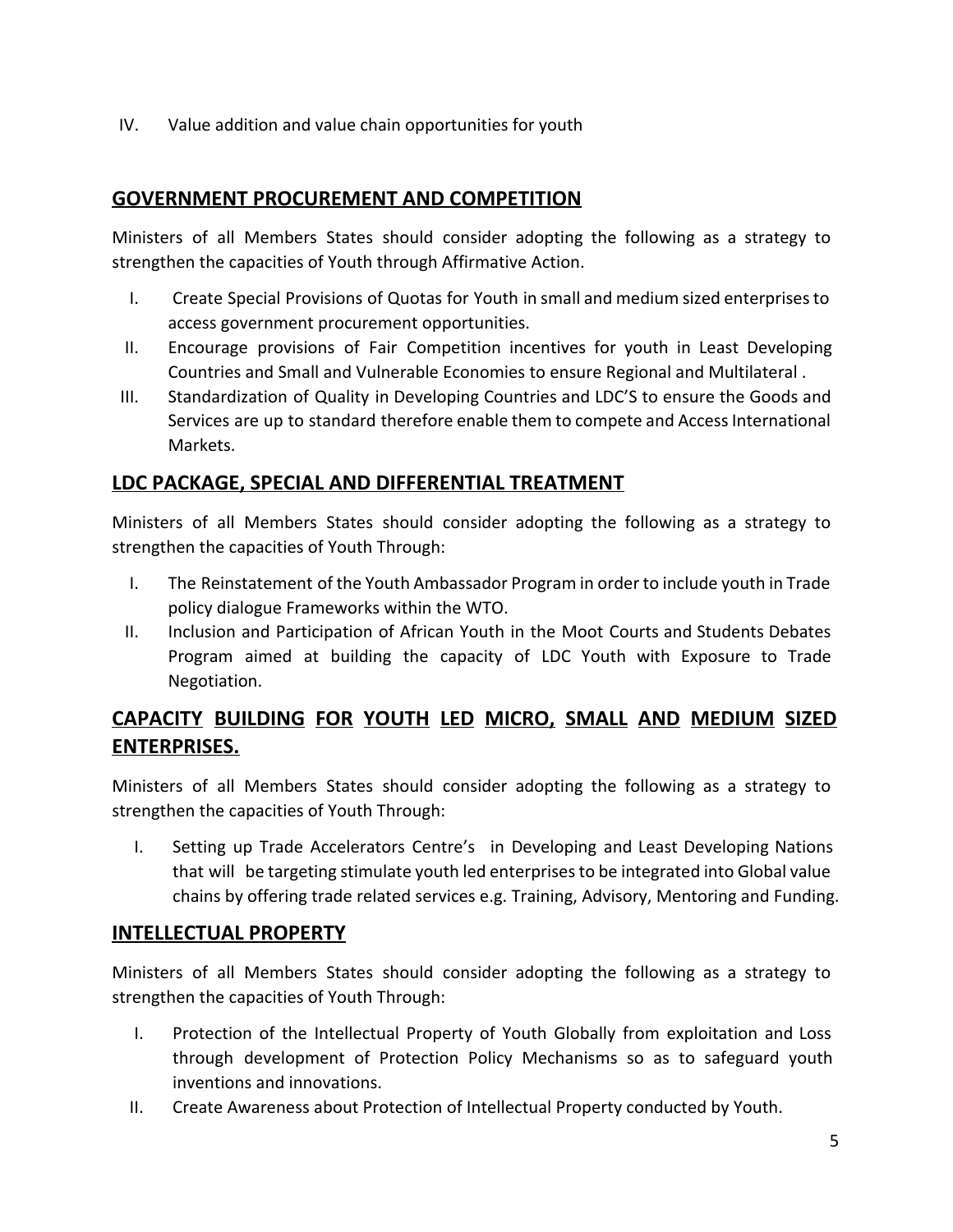IV. Value addition and value chain opportunities for youth

## GOVERNMENT PROCUREMENT AND COMPETITION

Ministers of all Members States should consider adopting the following as a strategy to strengthen the capacities of Youth through Affirmative Action.

I. Create Special Provisions of Quotas for Youth in small and medium sized enterprises to access government procurement opportunities.

II. Encourage provisions of Fair Competition incentives for youth in Least Developing Countries and Small and Vulnerable Economies to ensure Regional and Multilateral .

III. Standardization of Quality in Developing Countries and LDC'S to ensure the Goods and Services are up to standard therefore enable them to compete and Access International Markets.

## LDC PACKAGE, SPECIAL AND DIFFERENTIAL TREATMENT

Ministers of all Members States should consider adopting the following as a strategy to strengthen the capacities of Youth Through:

I. The Reinstatement of the Youth Ambassador Program in order to include youth in Trade policy dialogue Frameworks within the WTO.

II. Inclusion and Participation of African Youth in the Moot Courts and Students Debates Program aimed at building the capacity of LDC Youth with Exposure to Trade Negotiation.

## CAPACITY BUILDING FOR YOUTH LED MICRO, SMALL AND MEDIUM SIZED ENTERPRISES.

Ministers of all Members States should consider adopting the following as a strategy to strengthen the capacities of Youth Through:

I. Setting up Trade Accelerators Centre's in Developing and Least Developing Nations that will be targeting stimulate youth led enterprises to be integrated into Global value chains by offering trade related services e.g. Training, Advisory, Mentoring and Funding.

## INTELLECTUAL PROPERTY

Ministers of all Members States should consider adopting the following as a strategy to strengthen the capacities of Youth Through:

I. Protection of the Intellectual Property of Youth Globally from exploitation and Loss through development of Protection Policy Mechanisms so as to safeguard youth inventions and innovations.

II. Create Awareness about Protection of Intellectual Property conducted by Youth.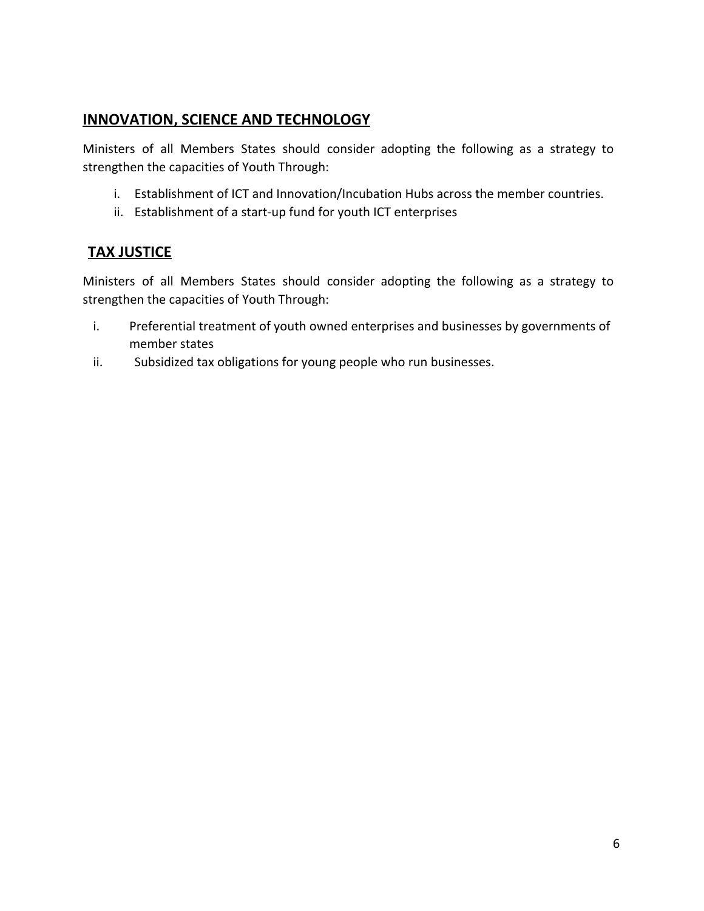## INNOVATION, SCIENCE AND TECHNOLOGY

Ministers of all Members States should consider adopting the following as a strategy to strengthen the capacities of Youth Through:

i. Establishment of ICT and Innovation/Incubation Hubs across the member countries.
ii. Establishment of a start-up fund for youth ICT enterprises

## TAX JUSTICE

Ministers of all Members States should consider adopting the following as a strategy to strengthen the capacities of Youth Through:

i. Preferential treatment of youth owned enterprises and businesses by governments of member states
ii. Subsidized tax obligations for young people who run businesses.